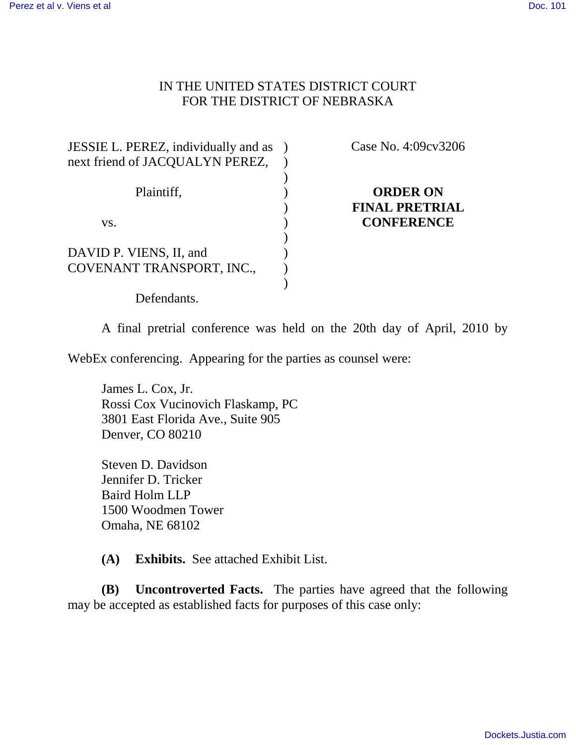IN THE UNITED STATES DISTRICT COURT
FOR THE DISTRICT OF NEBRASKA

JESSIE L. PEREZ, individually and as next friend of JACQUALYN PEREZ,

Plaintiff,

vs.

DAVID P. VIENS, II, and COVENANT TRANSPORT, INC.,

Defendants.

Case No. 4:09cv3206

**ORDER ON FINAL PRETRIAL CONFERENCE**

A final pretrial conference was held on the 20th day of April, 2010 by WebEx conferencing. Appearing for the parties as counsel were:

James L. Cox, Jr.
Rossi Cox Vucinovich Flaskamp, PC
3801 East Florida Ave., Suite 905
Denver, CO 80210

Steven D. Davidson
Jennifer D. Tricker
Baird Holm LLP
1500 Woodmen Tower
Omaha, NE 68102

**(A) Exhibits.** See attached Exhibit List.

**(B) Uncontroverted Facts.** The parties have agreed that the following may be accepted as established facts for purposes of this case only: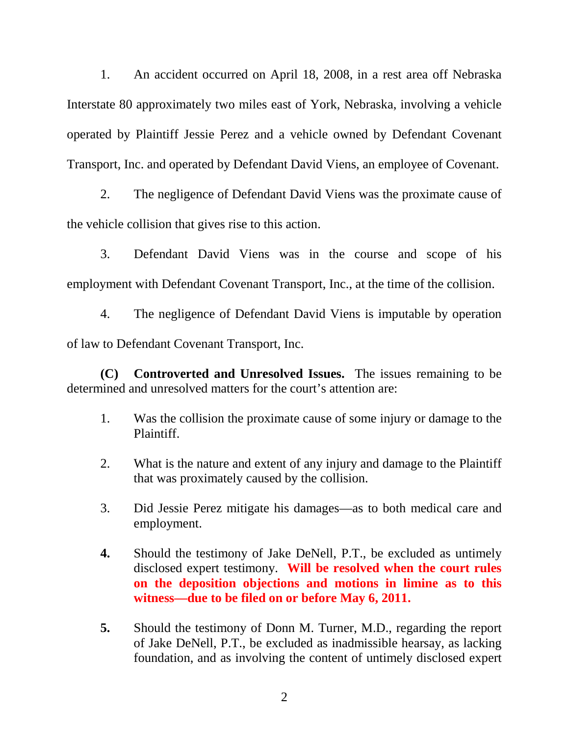1. An accident occurred on April 18, 2008, in a rest area off Nebraska Interstate 80 approximately two miles east of York, Nebraska, involving a vehicle operated by Plaintiff Jessie Perez and a vehicle owned by Defendant Covenant Transport, Inc. and operated by Defendant David Viens, an employee of Covenant.

2. The negligence of Defendant David Viens was the proximate cause of the vehicle collision that gives rise to this action.

3. Defendant David Viens was in the course and scope of his employment with Defendant Covenant Transport, Inc., at the time of the collision.

4. The negligence of Defendant David Viens is imputable by operation of law to Defendant Covenant Transport, Inc.

**(C) Controverted and Unresolved Issues.** The issues remaining to be determined and unresolved matters for the court's attention are:

1. Was the collision the proximate cause of some injury or damage to the Plaintiff.

2. What is the nature and extent of any injury and damage to the Plaintiff that was proximately caused by the collision.

3. Did Jessie Perez mitigate his damages—as to both medical care and employment.

**4.** Should the testimony of Jake DeNell, P.T., be excluded as untimely disclosed expert testimony. **Will be resolved when the court rules on the deposition objections and motions in limine as to this witness—due to be filed on or before May 6, 2011.**

**5.** Should the testimony of Donn M. Turner, M.D., regarding the report of Jake DeNell, P.T., be excluded as inadmissible hearsay, as lacking foundation, and as involving the content of untimely disclosed expert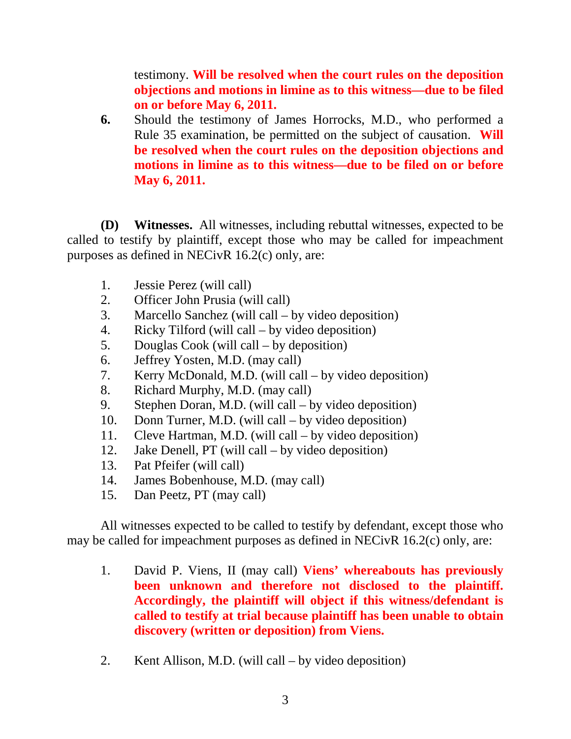testimony. **Will be resolved when the court rules on the deposition objections and motions in limine as to this witness—due to be filed on or before May 6, 2011.**

**6.** Should the testimony of James Horrocks, M.D., who performed a Rule 35 examination, be permitted on the subject of causation. **Will be resolved when the court rules on the deposition objections and motions in limine as to this witness—due to be filed on or before May 6, 2011.**

**(D) Witnesses.** All witnesses, including rebuttal witnesses, expected to be called to testify by plaintiff, except those who may be called for impeachment purposes as defined in NECivR 16.2(c) only, are:

1. Jessie Perez (will call)
2. Officer John Prusia (will call)
3. Marcello Sanchez (will call – by video deposition)
4. Ricky Tilford (will call – by video deposition)
5. Douglas Cook (will call – by deposition)
6. Jeffrey Yosten, M.D. (may call)
7. Kerry McDonald, M.D. (will call – by video deposition)
8. Richard Murphy, M.D. (may call)
9. Stephen Doran, M.D. (will call – by video deposition)
10. Donn Turner, M.D. (will call – by video deposition)
11. Cleve Hartman, M.D. (will call – by video deposition)
12. Jake Denell, PT (will call – by video deposition)
13. Pat Pfeifer (will call)
14. James Bobenhouse, M.D. (may call)
15. Dan Peetz, PT (may call)

All witnesses expected to be called to testify by defendant, except those who may be called for impeachment purposes as defined in NECivR 16.2(c) only, are:

1. David P. Viens, II (may call) **Viens' whereabouts has previously been unknown and therefore not disclosed to the plaintiff. Accordingly, the plaintiff will object if this witness/defendant is called to testify at trial because plaintiff has been unable to obtain discovery (written or deposition) from Viens.**

2. Kent Allison, M.D. (will call – by video deposition)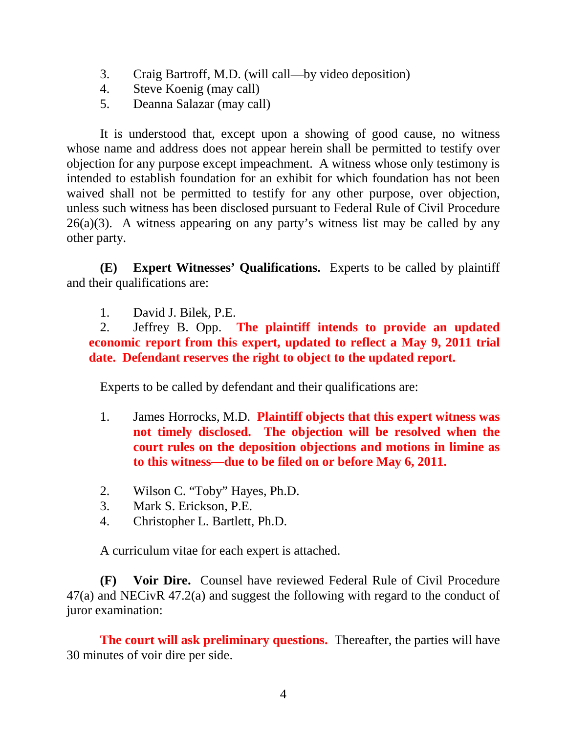3. Craig Bartroff, M.D. (will call—by video deposition)
4. Steve Koenig (may call)
5. Deanna Salazar (may call)

It is understood that, except upon a showing of good cause, no witness whose name and address does not appear herein shall be permitted to testify over objection for any purpose except impeachment. A witness whose only testimony is intended to establish foundation for an exhibit for which foundation has not been waived shall not be permitted to testify for any other purpose, over objection, unless such witness has been disclosed pursuant to Federal Rule of Civil Procedure 26(a)(3). A witness appearing on any party's witness list may be called by any other party.

**(E) Expert Witnesses' Qualifications.** Experts to be called by plaintiff and their qualifications are:

1. David J. Bilek, P.E.
2. Jeffrey B. Opp. **The plaintiff intends to provide an updated economic report from this expert, updated to reflect a May 9, 2011 trial date. Defendant reserves the right to object to the updated report.**

Experts to be called by defendant and their qualifications are:

1. James Horrocks, M.D. **Plaintiff objects that this expert witness was not timely disclosed. The objection will be resolved when the court rules on the deposition objections and motions in limine as to this witness—due to be filed on or before May 6, 2011.**
2. Wilson C. "Toby" Hayes, Ph.D.
3. Mark S. Erickson, P.E.
4. Christopher L. Bartlett, Ph.D.

A curriculum vitae for each expert is attached.

**(F) Voir Dire.** Counsel have reviewed Federal Rule of Civil Procedure 47(a) and NECivR 47.2(a) and suggest the following with regard to the conduct of juror examination:

**The court will ask preliminary questions.** Thereafter, the parties will have 30 minutes of voir dire per side.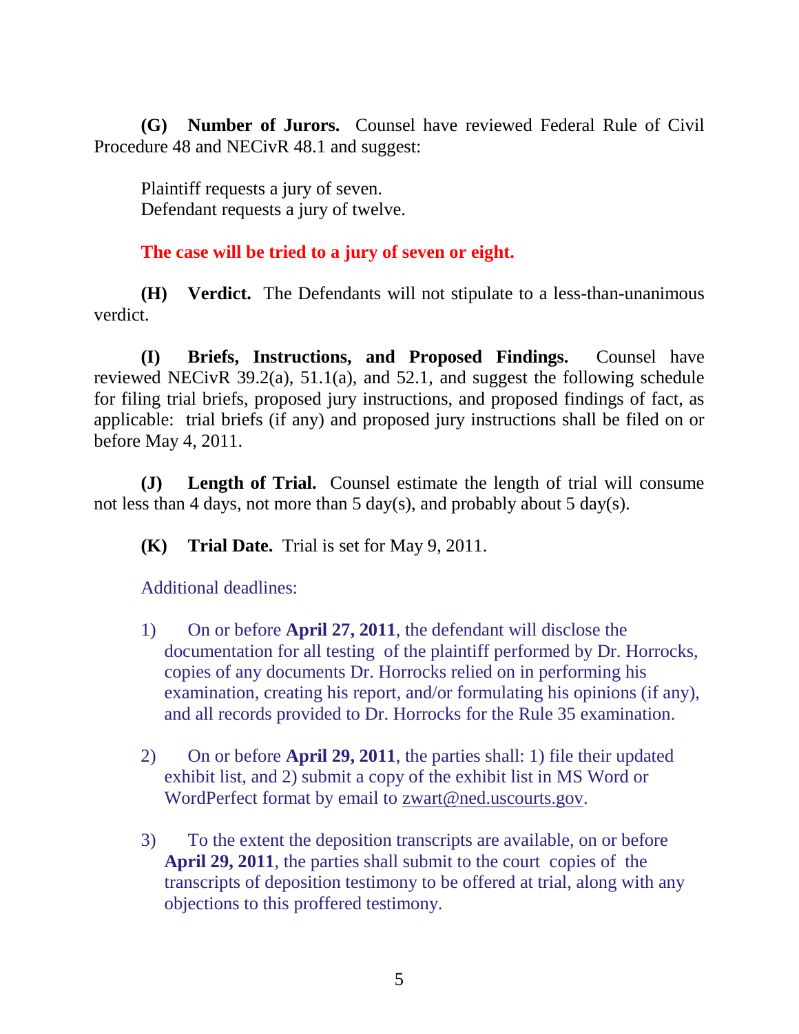**(G) Number of Jurors.** Counsel have reviewed Federal Rule of Civil Procedure 48 and NECivR 48.1 and suggest:

Plaintiff requests a jury of seven.
Defendant requests a jury of twelve.

**The case will be tried to a jury of seven or eight.**

**(H) Verdict.** The Defendants will not stipulate to a less-than-unanimous verdict.

**(I) Briefs, Instructions, and Proposed Findings.** Counsel have reviewed NECivR 39.2(a), 51.1(a), and 52.1, and suggest the following schedule for filing trial briefs, proposed jury instructions, and proposed findings of fact, as applicable: trial briefs (if any) and proposed jury instructions shall be filed on or before May 4, 2011.

**(J) Length of Trial.** Counsel estimate the length of trial will consume not less than 4 days, not more than 5 day(s), and probably about 5 day(s).

**(K) Trial Date.** Trial is set for May 9, 2011.

Additional deadlines:

1) On or before **April 27, 2011**, the defendant will disclose the documentation for all testing of the plaintiff performed by Dr. Horrocks, copies of any documents Dr. Horrocks relied on in performing his examination, creating his report, and/or formulating his opinions (if any), and all records provided to Dr. Horrocks for the Rule 35 examination.

2) On or before **April 29, 2011**, the parties shall: 1) file their updated exhibit list, and 2) submit a copy of the exhibit list in MS Word or WordPerfect format by email to zwart@ned.uscourts.gov.

3) To the extent the deposition transcripts are available, on or before **April 29, 2011**, the parties shall submit to the court copies of the transcripts of deposition testimony to be offered at trial, along with any objections to this proffered testimony.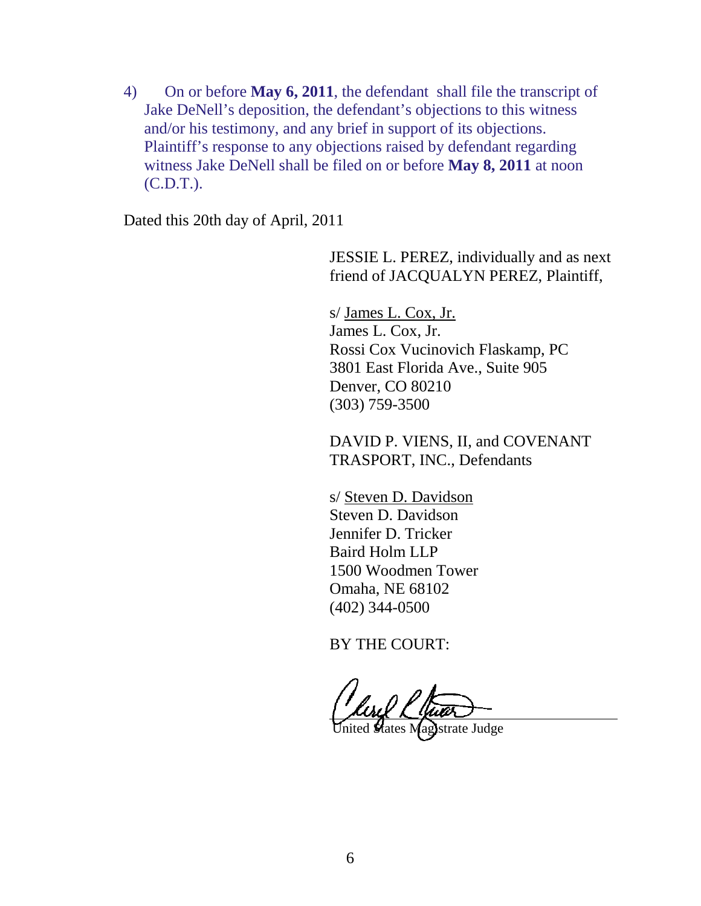4) On or before **May 6, 2011**, the defendant shall file the transcript of Jake DeNell's deposition, the defendant's objections to this witness and/or his testimony, and any brief in support of its objections. Plaintiff's response to any objections raised by defendant regarding witness Jake DeNell shall be filed on or before **May 8, 2011** at noon (C.D.T.).

Dated this 20th day of April, 2011

JESSIE L. PEREZ, individually and as next friend of JACQUALYN PEREZ, Plaintiff,

s/ James L. Cox, Jr.
James L. Cox, Jr.
Rossi Cox Vucinovich Flaskamp, PC
3801 East Florida Ave., Suite 905
Denver, CO 80210
(303) 759-3500

DAVID P. VIENS, II, and COVENANT TRASPORT, INC., Defendants

s/ Steven D. Davidson
Steven D. Davidson
Jennifer D. Tricker
Baird Holm LLP
1500 Woodmen Tower
Omaha, NE 68102
(402) 344-0500

BY THE COURT:

United States Magistrate Judge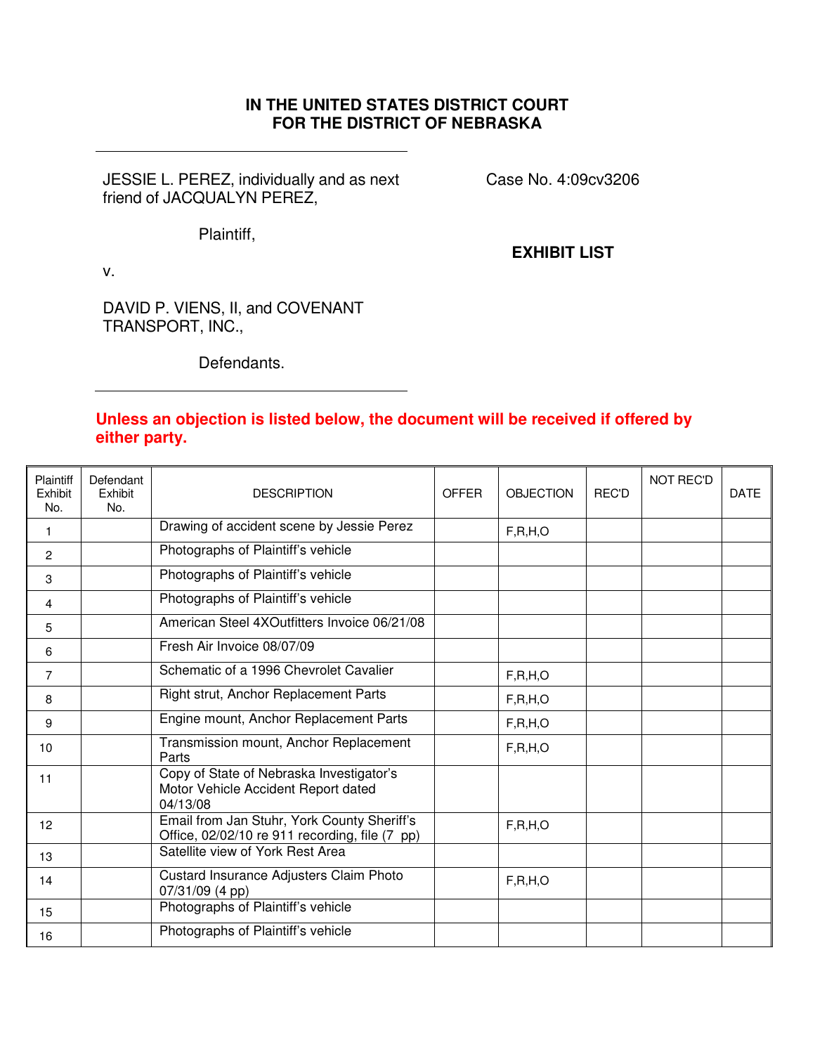# IN THE UNITED STATES DISTRICT COURT
# FOR THE DISTRICT OF NEBRASKA

JESSIE L. PEREZ, individually and as next friend of JACQUALYN PEREZ,

Plaintiff,

v.

DAVID P. VIENS, II, and COVENANT TRANSPORT, INC.,

Defendants.

Case No. 4:09cv3206

**EXHIBIT LIST**

**Unless an objection is listed below, the document will be received if offered by either party.**

| Plaintiff Exhibit No. | Defendant Exhibit No. | DESCRIPTION | OFFER | OBJECTION | REC'D | NOT REC'D | DATE |
|---|---|---|---|---|---|---|---|
| 1 | | Drawing of accident scene by Jessie Perez | | F,R,H,O | | | |
| 2 | | Photographs of Plaintiff's vehicle | | | | | |
| 3 | | Photographs of Plaintiff's vehicle | | | | | |
| 4 | | Photographs of Plaintiff's vehicle | | | | | |
| 5 | | American Steel 4XOutfitters Invoice 06/21/08 | | | | | |
| 6 | | Fresh Air Invoice 08/07/09 | | | | | |
| 7 | | Schematic of a 1996 Chevrolet Cavalier | | F,R,H,O | | | |
| 8 | | Right strut, Anchor Replacement Parts | | F,R,H,O | | | |
| 9 | | Engine mount, Anchor Replacement Parts | | F,R,H,O | | | |
| 10 | | Transmission mount, Anchor Replacement Parts | | F,R,H,O | | | |
| 11 | | Copy of State of Nebraska Investigator's Motor Vehicle Accident Report dated 04/13/08 | | | | | |
| 12 | | Email from Jan Stuhr, York County Sheriff's Office, 02/02/10 re 911 recording, file (7 pp) | | F,R,H,O | | | |
| 13 | | Satellite view of York Rest Area | | | | | |
| 14 | | Custard Insurance Adjusters Claim Photo 07/31/09 (4 pp) | | F,R,H,O | | | |
| 15 | | Photographs of Plaintiff's vehicle | | | | | |
| 16 | | Photographs of Plaintiff's vehicle | | | | | |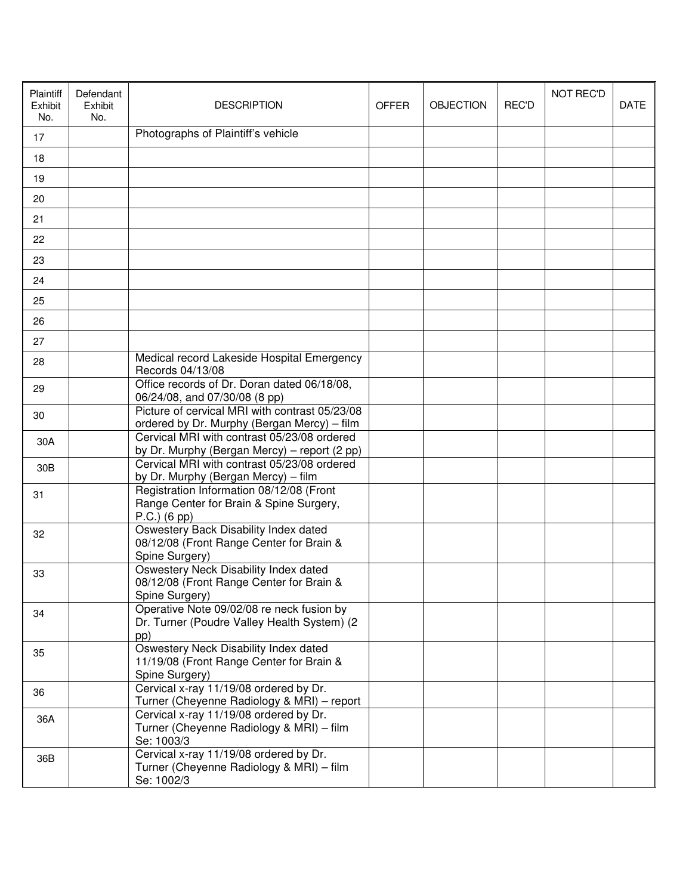| Plaintiff Exhibit No. | Defendant Exhibit No. | DESCRIPTION | OFFER | OBJECTION | REC'D | NOT REC'D | DATE |
|---|---|---|---|---|---|---|---|
| 17 | | Photographs of Plaintiff's vehicle | | | | | |
| 18 | | | | | | | |
| 19 | | | | | | | |
| 20 | | | | | | | |
| 21 | | | | | | | |
| 22 | | | | | | | |
| 23 | | | | | | | |
| 24 | | | | | | | |
| 25 | | | | | | | |
| 26 | | | | | | | |
| 27 | | | | | | | |
| 28 | | Medical record Lakeside Hospital Emergency Records 04/13/08 | | | | | |
| 29 | | Office records of Dr. Doran dated 06/18/08, 06/24/08, and 07/30/08 (8 pp) | | | | | |
| 30 | | Picture of cervical MRI with contrast 05/23/08 ordered by Dr. Murphy (Bergan Mercy) – film | | | | | |
| 30A | | Cervical MRI with contrast 05/23/08 ordered by Dr. Murphy (Bergan Mercy) – report (2 pp) | | | | | |
| 30B | | Cervical MRI with contrast 05/23/08 ordered by Dr. Murphy (Bergan Mercy) – film | | | | | |
| 31 | | Registration Information 08/12/08 (Front Range Center for Brain & Spine Surgery, P.C.) (6 pp) | | | | | |
| 32 | | Oswestery Back Disability Index dated 08/12/08 (Front Range Center for Brain & Spine Surgery) | | | | | |
| 33 | | Oswestery Neck Disability Index dated 08/12/08 (Front Range Center for Brain & Spine Surgery) | | | | | |
| 34 | | Operative Note 09/02/08 re neck fusion by Dr. Turner (Poudre Valley Health System) (2 pp) | | | | | |
| 35 | | Oswestery Neck Disability Index dated 11/19/08 (Front Range Center for Brain & Spine Surgery) | | | | | |
| 36 | | Cervical x-ray 11/19/08 ordered by Dr. Turner (Cheyenne Radiology & MRI) – report | | | | | |
| 36A | | Cervical x-ray 11/19/08 ordered by Dr. Turner (Cheyenne Radiology & MRI) – film Se: 1003/3 | | | | | |
| 36B | | Cervical x-ray 11/19/08 ordered by Dr. Turner (Cheyenne Radiology & MRI) – film Se: 1002/3 | | | | | |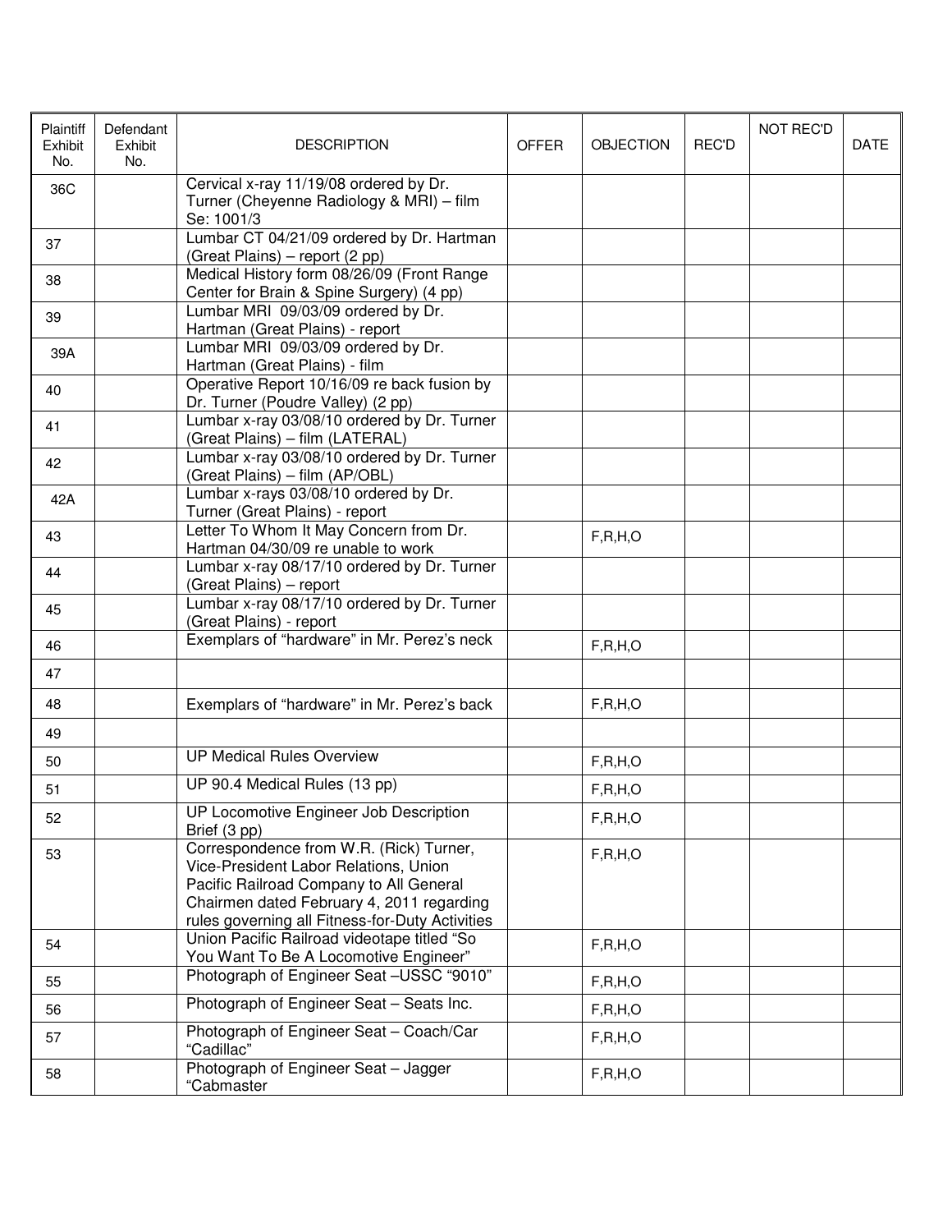| Plaintiff Exhibit No. | Defendant Exhibit No. | DESCRIPTION | OFFER | OBJECTION | REC'D | NOT REC'D | DATE |
|---|---|---|---|---|---|---|---|
| 36C | | Cervical x-ray 11/19/08 ordered by Dr. Turner (Cheyenne Radiology & MRI) – film Se: 1001/3 | | | | | |
| 37 | | Lumbar CT 04/21/09 ordered by Dr. Hartman (Great Plains) – report (2 pp) | | | | | |
| 38 | | Medical History form 08/26/09 (Front Range Center for Brain & Spine Surgery) (4 pp) | | | | | |
| 39 | | Lumbar MRI 09/03/09 ordered by Dr. Hartman (Great Plains) - report | | | | | |
| 39A | | Lumbar MRI 09/03/09 ordered by Dr. Hartman (Great Plains) - film | | | | | |
| 40 | | Operative Report 10/16/09 re back fusion by Dr. Turner (Poudre Valley) (2 pp) | | | | | |
| 41 | | Lumbar x-ray 03/08/10 ordered by Dr. Turner (Great Plains) – film (LATERAL) | | | | | |
| 42 | | Lumbar x-ray 03/08/10 ordered by Dr. Turner (Great Plains) – film (AP/OBL) | | | | | |
| 42A | | Lumbar x-rays 03/08/10 ordered by Dr. Turner (Great Plains) - report | | | | | |
| 43 | | Letter To Whom It May Concern from Dr. Hartman 04/30/09 re unable to work | | F,R,H,O | | | |
| 44 | | Lumbar x-ray 08/17/10 ordered by Dr. Turner (Great Plains) – report | | | | | |
| 45 | | Lumbar x-ray 08/17/10 ordered by Dr. Turner (Great Plains) - report | | | | | |
| 46 | | Exemplars of "hardware" in Mr. Perez's neck | | F,R,H,O | | | |
| 47 | | | | | | | |
| 48 | | Exemplars of "hardware" in Mr. Perez's back | | F,R,H,O | | | |
| 49 | | | | | | | |
| 50 | | UP Medical Rules Overview | | F,R,H,O | | | |
| 51 | | UP 90.4 Medical Rules (13 pp) | | F,R,H,O | | | |
| 52 | | UP Locomotive Engineer Job Description Brief (3 pp) | | F,R,H,O | | | |
| 53 | | Correspondence from W.R. (Rick) Turner, Vice-President Labor Relations, Union Pacific Railroad Company to All General Chairmen dated February 4, 2011 regarding rules governing all Fitness-for-Duty Activities | | F,R,H,O | | | |
| 54 | | Union Pacific Railroad videotape titled "So You Want To Be A Locomotive Engineer" | | F,R,H,O | | | |
| 55 | | Photograph of Engineer Seat –USSC "9010" | | F,R,H,O | | | |
| 56 | | Photograph of Engineer Seat – Seats Inc. | | F,R,H,O | | | |
| 57 | | Photograph of Engineer Seat – Coach/Car "Cadillac" | | F,R,H,O | | | |
| 58 | | Photograph of Engineer Seat – Jagger "Cabmaster | | F,R,H,O | | | |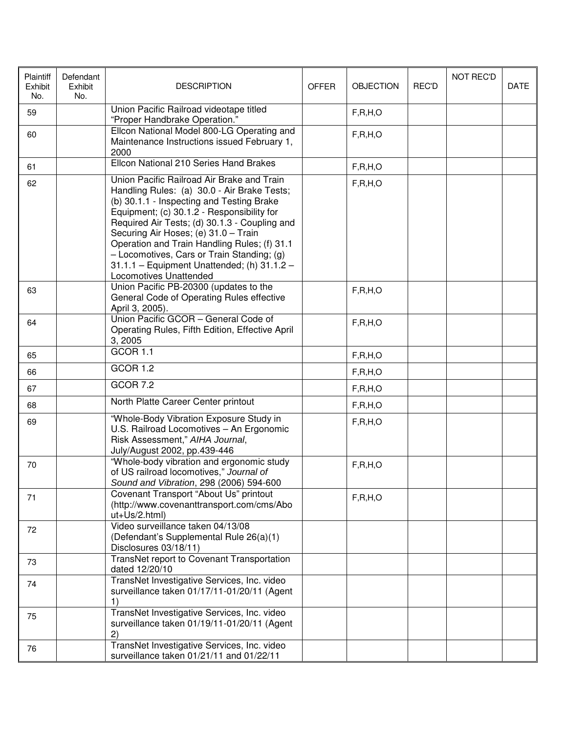| Plaintiff Exhibit No. | Defendant Exhibit No. | DESCRIPTION | OFFER | OBJECTION | REC'D | NOT REC'D | DATE |
|---|---|---|---|---|---|---|---|
| 59 | | Union Pacific Railroad videotape titled “Proper Handbrake Operation.” | | F,R,H,O | | | |
| 60 | | Ellcon National Model 800-LG Operating and Maintenance Instructions issued February 1, 2000 | | F,R,H,O | | | |
| 61 | | Ellcon National 210 Series Hand Brakes | | F,R,H,O | | | |
| 62 | | Union Pacific Railroad Air Brake and Train Handling Rules: (a) 30.0 - Air Brake Tests; (b) 30.1.1 - Inspecting and Testing Brake Equipment; (c) 30.1.2 - Responsibility for Required Air Tests; (d) 30.1.3 - Coupling and Securing Air Hoses; (e) 31.0 – Train Operation and Train Handling Rules; (f) 31.1 – Locomotives, Cars or Train Standing; (g) 31.1.1 – Equipment Unattended; (h) 31.1.2 – Locomotives Unattended | | F,R,H,O | | | |
| 63 | | Union Pacific PB-20300 (updates to the General Code of Operating Rules effective April 3, 2005). | | F,R,H,O | | | |
| 64 | | Union Pacific GCOR – General Code of Operating Rules, Fifth Edition, Effective April 3, 2005 | | F,R,H,O | | | |
| 65 | | GCOR 1.1 | | F,R,H,O | | | |
| 66 | | GCOR 1.2 | | F,R,H,O | | | |
| 67 | | GCOR 7.2 | | F,R,H,O | | | |
| 68 | | North Platte Career Center printout | | F,R,H,O | | | |
| 69 | | “Whole-Body Vibration Exposure Study in U.S. Railroad Locomotives – An Ergonomic Risk Assessment,” *AIHA Journal*, July/August 2002, pp.439-446 | | F,R,H,O | | | |
| 70 | | “Whole-body vibration and ergonomic study of US railroad locomotives,” *Journal of Sound and Vibration*, 298 (2006) 594-600 | | F,R,H,O | | | |
| 71 | | Covenant Transport “About Us” printout (http://www.covenanttransport.com/cms/About+Us/2.html) | | F,R,H,O | | | |
| 72 | | Video surveillance taken 04/13/08 (Defendant’s Supplemental Rule 26(a)(1) Disclosures 03/18/11) | | | | | |
| 73 | | TransNet report to Covenant Transportation dated 12/20/10 | | | | | |
| 74 | | TransNet Investigative Services, Inc. video surveillance taken 01/17/11-01/20/11 (Agent 1) | | | | | |
| 75 | | TransNet Investigative Services, Inc. video surveillance taken 01/19/11-01/20/11 (Agent 2) | | | | | |
| 76 | | TransNet Investigative Services, Inc. video surveillance taken 01/21/11 and 01/22/11 | | | | | |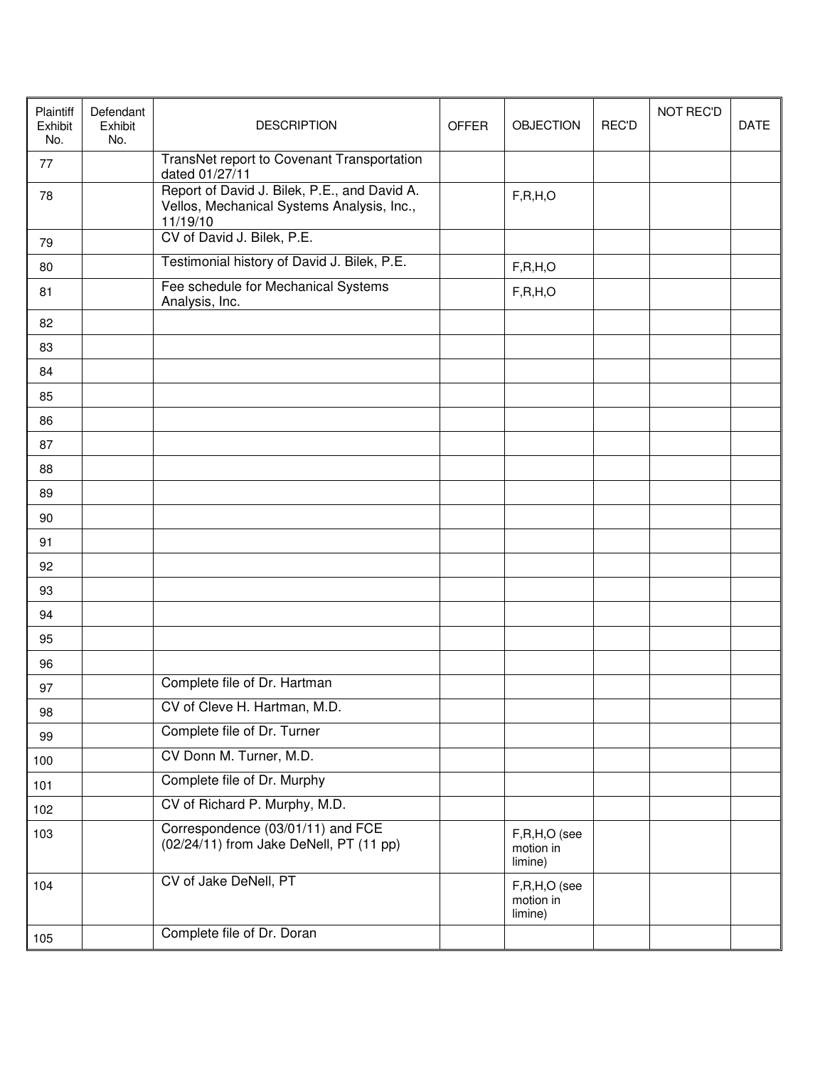| Plaintiff Exhibit No. | Defendant Exhibit No. | DESCRIPTION | OFFER | OBJECTION | REC'D | NOT REC'D | DATE |
|---|---|---|---|---|---|---|---|
| 77 | | TransNet report to Covenant Transportation dated 01/27/11 | | | | | |
| 78 | | Report of David J. Bilek, P.E., and David A. Vellos, Mechanical Systems Analysis, Inc., 11/19/10 | | F,R,H,O | | | |
| 79 | | CV of David J. Bilek, P.E. | | | | | |
| 80 | | Testimonial history of David J. Bilek, P.E. | | F,R,H,O | | | |
| 81 | | Fee schedule for Mechanical Systems Analysis, Inc. | | F,R,H,O | | | |
| 82 | | | | | | | |
| 83 | | | | | | | |
| 84 | | | | | | | |
| 85 | | | | | | | |
| 86 | | | | | | | |
| 87 | | | | | | | |
| 88 | | | | | | | |
| 89 | | | | | | | |
| 90 | | | | | | | |
| 91 | | | | | | | |
| 92 | | | | | | | |
| 93 | | | | | | | |
| 94 | | | | | | | |
| 95 | | | | | | | |
| 96 | | | | | | | |
| 97 | | Complete file of Dr. Hartman | | | | | |
| 98 | | CV of Cleve H. Hartman, M.D. | | | | | |
| 99 | | Complete file of Dr. Turner | | | | | |
| 100 | | CV Donn M. Turner, M.D. | | | | | |
| 101 | | Complete file of Dr. Murphy | | | | | |
| 102 | | CV of Richard P. Murphy, M.D. | | | | | |
| 103 | | Correspondence (03/01/11) and FCE (02/24/11) from Jake DeNell, PT (11 pp) | | F,R,H,O (see motion in limine) | | | |
| 104 | | CV of Jake DeNell, PT | | F,R,H,O (see motion in limine) | | | |
| 105 | | Complete file of Dr. Doran | | | | | |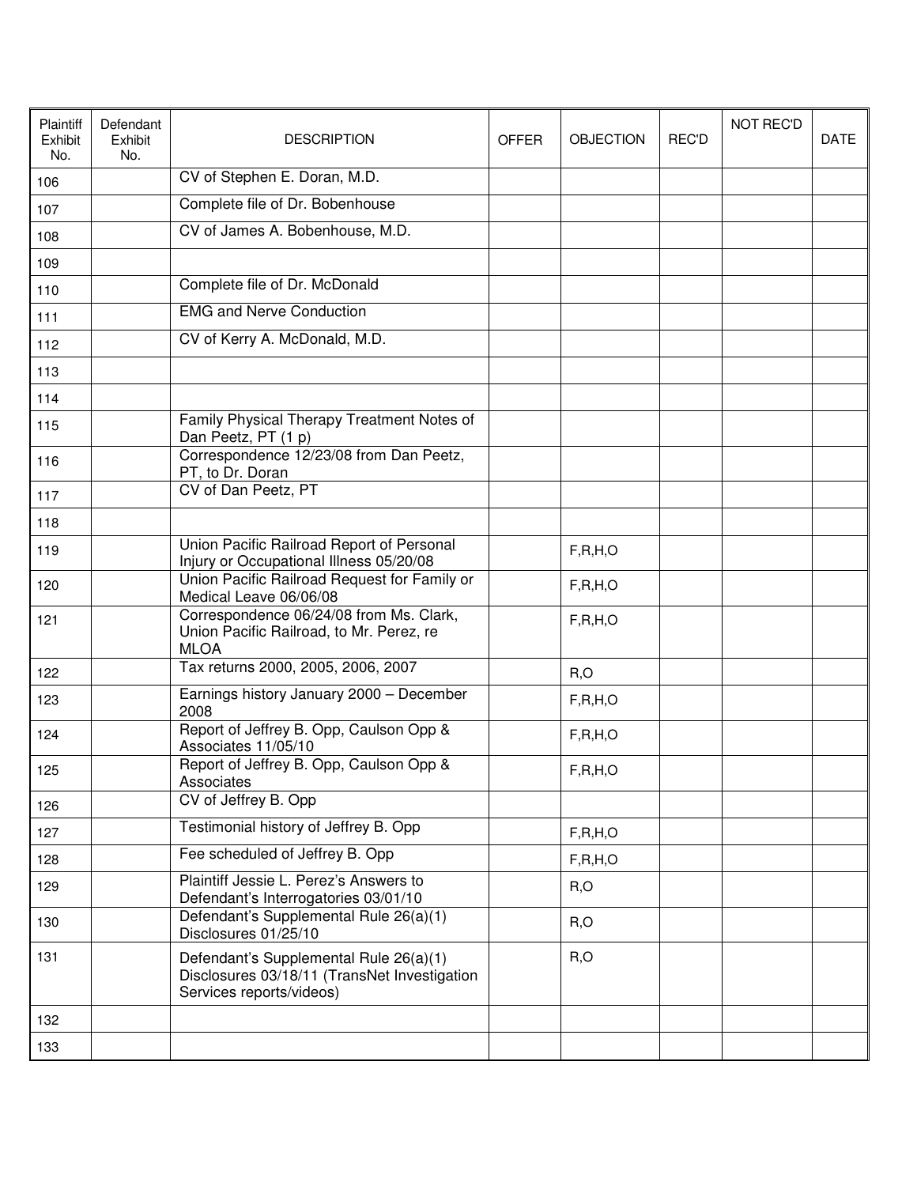| Plaintiff Exhibit No. | Defendant Exhibit No. | DESCRIPTION | OFFER | OBJECTION | REC'D | NOT REC'D | DATE |
|---|---|---|---|---|---|---|---|
| 106 | | CV of Stephen E. Doran, M.D. | | | | | |
| 107 | | Complete file of Dr. Bobenhouse | | | | | |
| 108 | | CV of James A. Bobenhouse, M.D. | | | | | |
| 109 | | | | | | | |
| 110 | | Complete file of Dr. McDonald | | | | | |
| 111 | | EMG and Nerve Conduction | | | | | |
| 112 | | CV of Kerry A. McDonald, M.D. | | | | | |
| 113 | | | | | | | |
| 114 | | | | | | | |
| 115 | | Family Physical Therapy Treatment Notes of Dan Peetz, PT (1 p) | | | | | |
| 116 | | Correspondence 12/23/08 from Dan Peetz, PT, to Dr. Doran | | | | | |
| 117 | | CV of Dan Peetz, PT | | | | | |
| 118 | | | | | | | |
| 119 | | Union Pacific Railroad Report of Personal Injury or Occupational Illness 05/20/08 | | F,R,H,O | | | |
| 120 | | Union Pacific Railroad Request for Family or Medical Leave 06/06/08 | | F,R,H,O | | | |
| 121 | | Correspondence 06/24/08 from Ms. Clark, Union Pacific Railroad, to Mr. Perez, re MLOA | | F,R,H,O | | | |
| 122 | | Tax returns 2000, 2005, 2006, 2007 | | R,O | | | |
| 123 | | Earnings history January 2000 – December 2008 | | F,R,H,O | | | |
| 124 | | Report of Jeffrey B. Opp, Caulson Opp & Associates 11/05/10 | | F,R,H,O | | | |
| 125 | | Report of Jeffrey B. Opp, Caulson Opp & Associates | | F,R,H,O | | | |
| 126 | | CV of Jeffrey B. Opp | | | | | |
| 127 | | Testimonial history of Jeffrey B. Opp | | F,R,H,O | | | |
| 128 | | Fee scheduled of Jeffrey B. Opp | | F,R,H,O | | | |
| 129 | | Plaintiff Jessie L. Perez's Answers to Defendant's Interrogatories 03/01/10 | | R,O | | | |
| 130 | | Defendant's Supplemental Rule 26(a)(1) Disclosures 01/25/10 | | R,O | | | |
| 131 | | Defendant's Supplemental Rule 26(a)(1) Disclosures 03/18/11 (TransNet Investigation Services reports/videos) | | R,O | | | |
| 132 | | | | | | | |
| 133 | | | | | | | |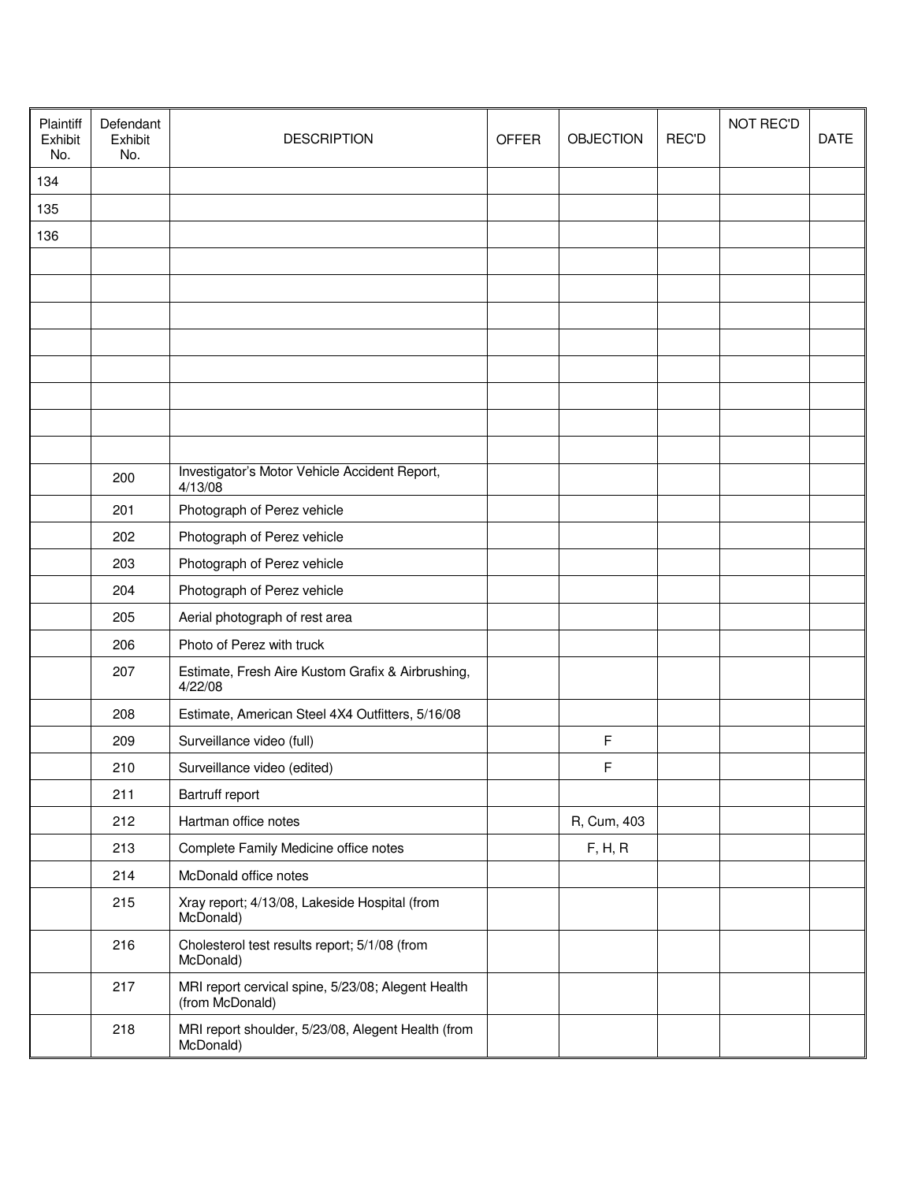| Plaintiff Exhibit No. | Defendant Exhibit No. | DESCRIPTION | OFFER | OBJECTION | REC'D | NOT REC'D | DATE |
|---|---|---|---|---|---|---|---|
| 134 | | | | | | | |
| 135 | | | | | | | |
| 136 | | | | | | | |
| | | | | | | | |
| | | | | | | | |
| | | | | | | | |
| | | | | | | | |
| | | | | | | | |
| | | | | | | | |
| | | | | | | | |
| | | | | | | | |
| | 200 | Investigator's Motor Vehicle Accident Report, 4/13/08 | | | | | |
| | 201 | Photograph of Perez vehicle | | | | | |
| | 202 | Photograph of Perez vehicle | | | | | |
| | 203 | Photograph of Perez vehicle | | | | | |
| | 204 | Photograph of Perez vehicle | | | | | |
| | 205 | Aerial photograph of rest area | | | | | |
| | 206 | Photo of Perez with truck | | | | | |
| | 207 | Estimate, Fresh Aire Kustom Grafix & Airbrushing, 4/22/08 | | | | | |
| | 208 | Estimate, American Steel 4X4 Outfitters, 5/16/08 | | | | | |
| | 209 | Surveillance video (full) | | F | | | |
| | 210 | Surveillance video (edited) | | F | | | |
| | 211 | Bartruff report | | | | | |
| | 212 | Hartman office notes | | R, Cum, 403 | | | |
| | 213 | Complete Family Medicine office notes | | F, H, R | | | |
| | 214 | McDonald office notes | | | | | |
| | 215 | Xray report; 4/13/08, Lakeside Hospital (from McDonald) | | | | | |
| | 216 | Cholesterol test results report; 5/1/08 (from McDonald) | | | | | |
| | 217 | MRI report cervical spine, 5/23/08; Alegent Health (from McDonald) | | | | | |
| | 218 | MRI report shoulder, 5/23/08, Alegent Health (from McDonald) | | | | | |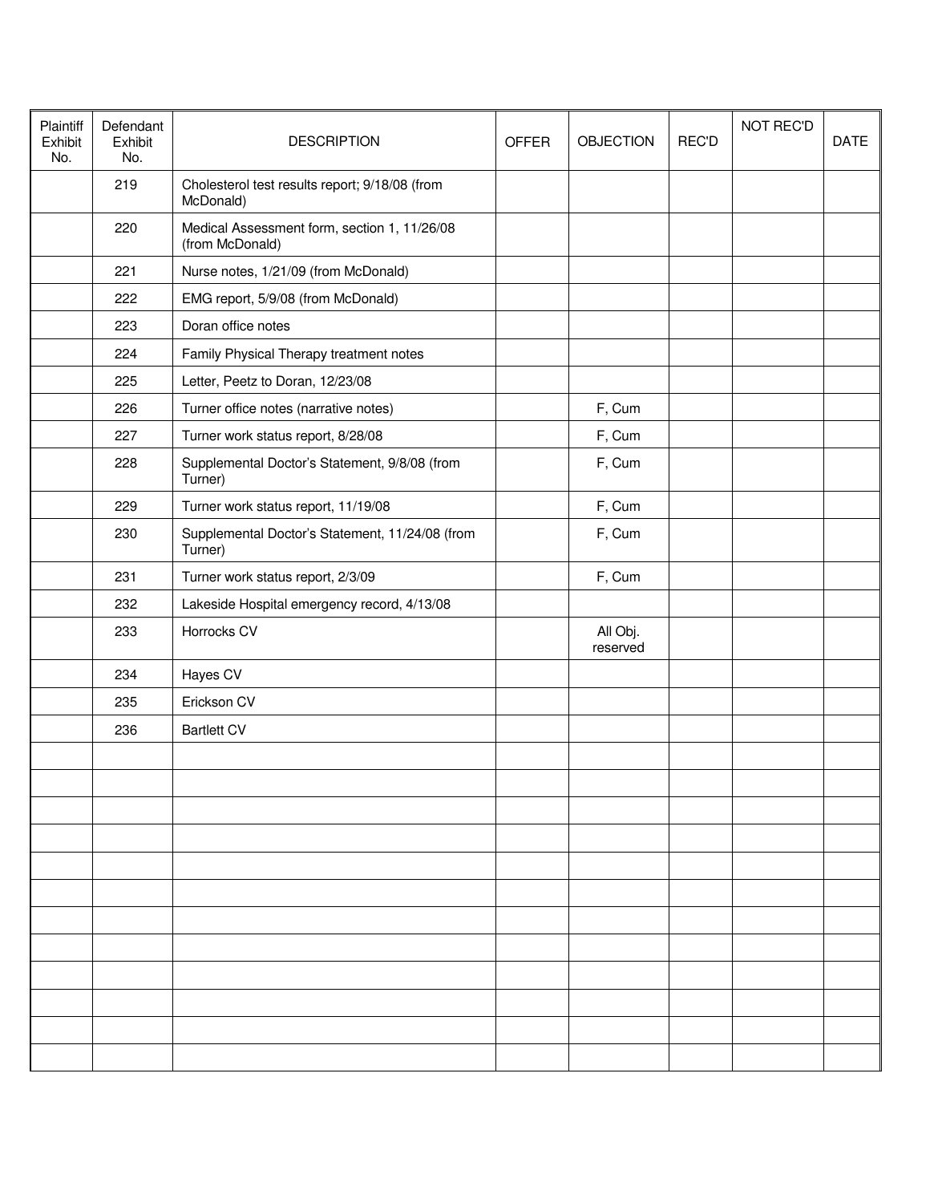| Plaintiff Exhibit No. | Defendant Exhibit No. | DESCRIPTION | OFFER | OBJECTION | REC'D | NOT REC'D | DATE |
|---|---|---|---|---|---|---|---|
| | 219 | Cholesterol test results report; 9/18/08 (from McDonald) | | | | | |
| | 220 | Medical Assessment form, section 1, 11/26/08 (from McDonald) | | | | | |
| | 221 | Nurse notes, 1/21/09 (from McDonald) | | | | | |
| | 222 | EMG report, 5/9/08 (from McDonald) | | | | | |
| | 223 | Doran office notes | | | | | |
| | 224 | Family Physical Therapy treatment notes | | | | | |
| | 225 | Letter, Peetz to Doran, 12/23/08 | | | | | |
| | 226 | Turner office notes (narrative notes) | | F, Cum | | | |
| | 227 | Turner work status report, 8/28/08 | | F, Cum | | | |
| | 228 | Supplemental Doctor's Statement, 9/8/08 (from Turner) | | F, Cum | | | |
| | 229 | Turner work status report, 11/19/08 | | F, Cum | | | |
| | 230 | Supplemental Doctor's Statement, 11/24/08 (from Turner) | | F, Cum | | | |
| | 231 | Turner work status report, 2/3/09 | | F, Cum | | | |
| | 232 | Lakeside Hospital emergency record, 4/13/08 | | | | | |
| | 233 | Horrocks CV | | All Obj. reserved | | | |
| | 234 | Hayes CV | | | | | |
| | 235 | Erickson CV | | | | | |
| | 236 | Bartlett CV | | | | | |
| | | | | | | | |
| | | | | | | | |
| | | | | | | | |
| | | | | | | | |
| | | | | | | | |
| | | | | | | | |
| | | | | | | | |
| | | | | | | | |
| | | | | | | | |
| | | | | | | | |
| | | | | | | | |
| | | | | | | | |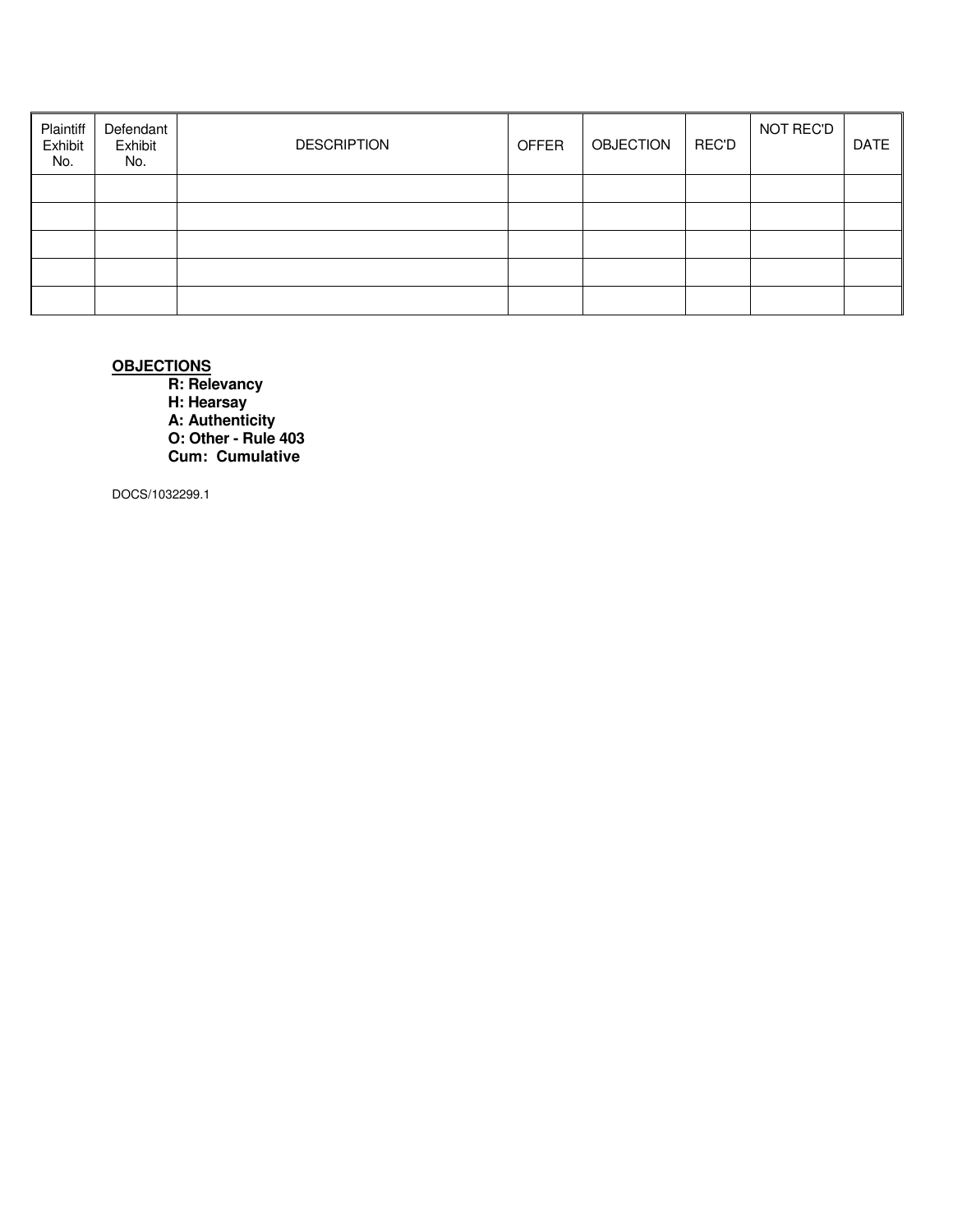| Plaintiff Exhibit No. | Defendant Exhibit No. | DESCRIPTION | OFFER | OBJECTION | REC'D | NOT REC'D | DATE |
|---|---|---|---|---|---|---|---|
| | | | | | | | |
| | | | | | | | |
| | | | | | | | |
| | | | | | | | |
| | | | | | | | |

**OBJECTIONS**

**R: Relevancy**
**H: Hearsay**
**A: Authenticity**
**O: Other - Rule 403**
**Cum: Cumulative**

DOCS/1032299.1